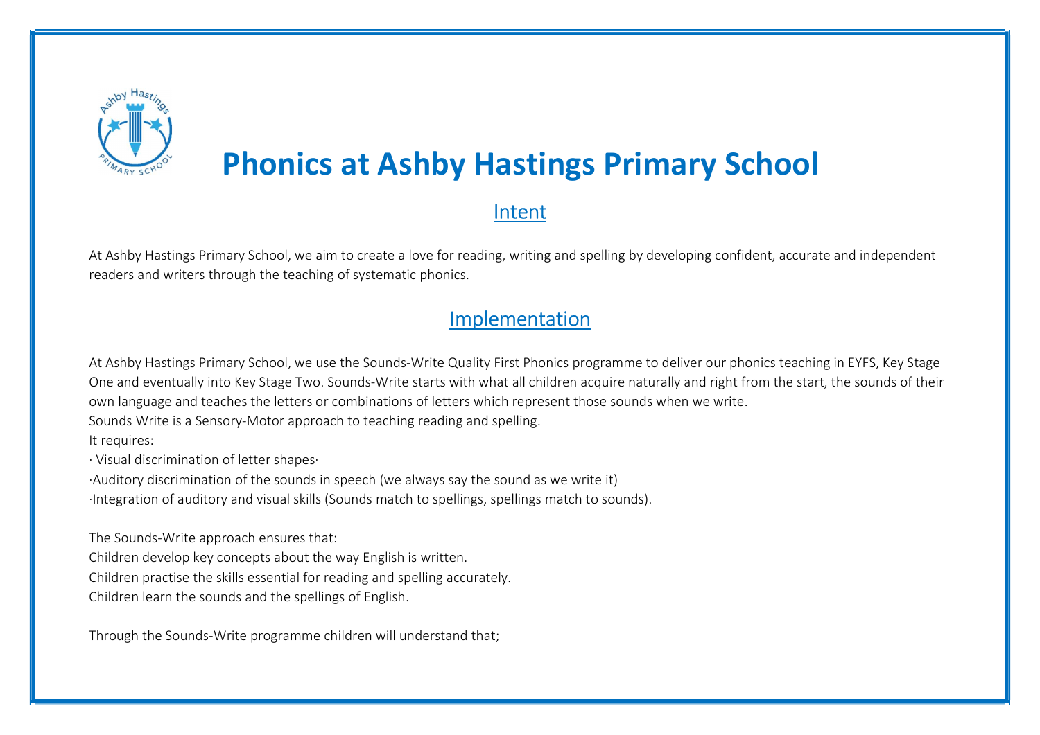# Phonics at Ashby Hastings Primary School

## Intent

At Ashby Hastings Primary School, we aim to create a love for reading, writing and spelling by developing confident, accurate and independent readers and writers through the teaching of systematic phonics.

## Implementation

At Ashby Hastings Primary School, we use the Sounds-Write Quality First Phonics programme to deliver our phonics teaching in EYFS, Key Stage One and eventually into Key Stage Two. Sounds-Write starts with what all children acquire naturally and right from the start, the sounds of their own language and teaches the letters or combinations of letters which represent those sounds when we write.

Sounds Write is a Sensory-Motor approach to teaching reading and spelling.

It requires:

· Visual discrimination of letter shapes·

·Auditory discrimination of the sounds in speech (we always say the sound as we write it)

·Integration of auditory and visual skills (Sounds match to spellings, spellings match to sounds).

The Sounds-Write approach ensures that:

Children develop key concepts about the way English is written.

Children practise the skills essential for reading and spelling accurately.

Children learn the sounds and the spellings of English.

Through the Sounds-Write programme children will understand that;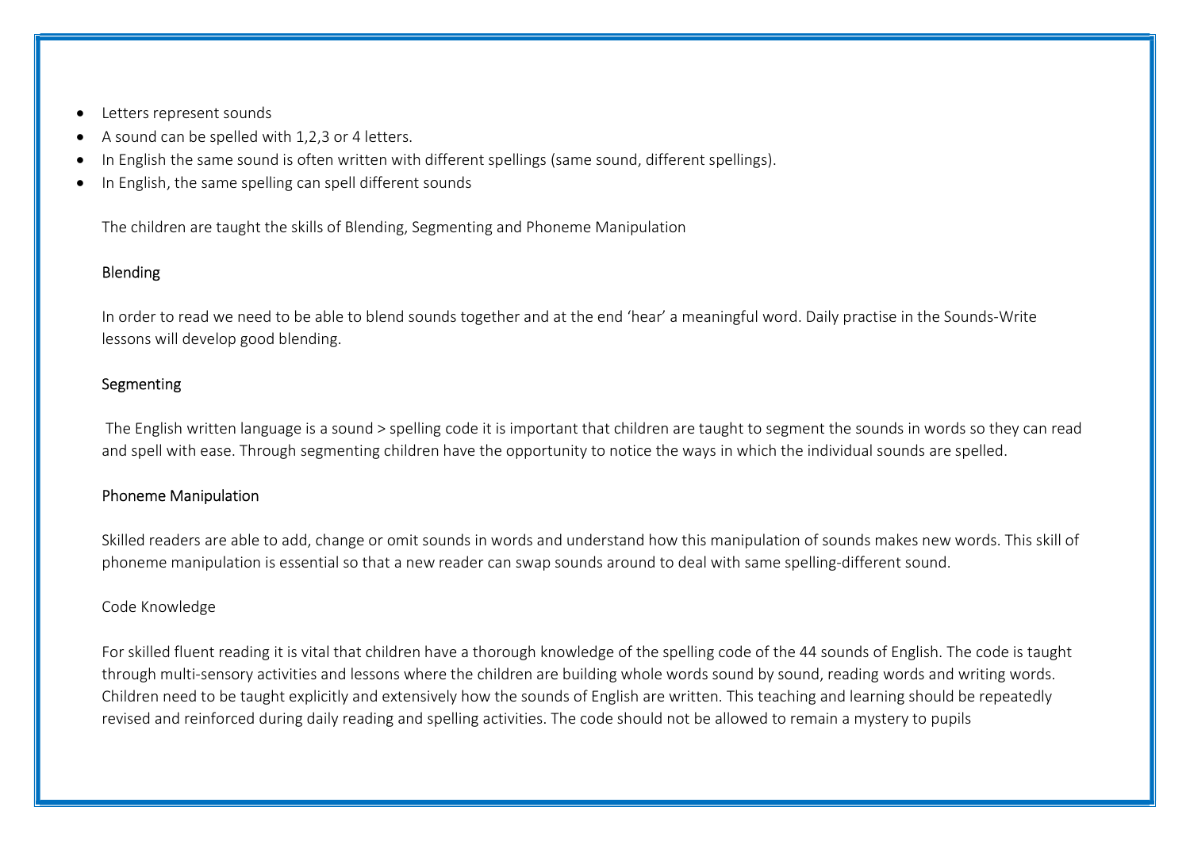- Letters represent sounds
- A sound can be spelled with 1,2,3 or 4 letters.
- In English the same sound is often written with different spellings (same sound, different spellings).
- In English, the same spelling can spell different sounds

The children are taught the skills of Blending, Segmenting and Phoneme Manipulation

### Blending

In order to read we need to be able to blend sounds together and at the end 'hear' a meaningful word. Daily practise in the Sounds-Write lessons will develop good blending.

### Segmenting

The English written language is a sound > spelling code it is important that children are taught to segment the sounds in words so they can read and spell with ease. Through segmenting children have the opportunity to notice the ways in which the individual sounds are spelled.

### Phoneme Manipulation

Skilled readers are able to add, change or omit sounds in words and understand how this manipulation of sounds makes new words. This skill of phoneme manipulation is essential so that a new reader can swap sounds around to deal with same spelling-different sound.

### Code Knowledge

For skilled fluent reading it is vital that children have a thorough knowledge of the spelling code of the 44 sounds of English. The code is taught through multi-sensory activities and lessons where the children are building whole words sound by sound, reading words and writing words. Children need to be taught explicitly and extensively how the sounds of English are written. This teaching and learning should be repeatedly revised and reinforced during daily reading and spelling activities. The code should not be allowed to remain a mystery to pupils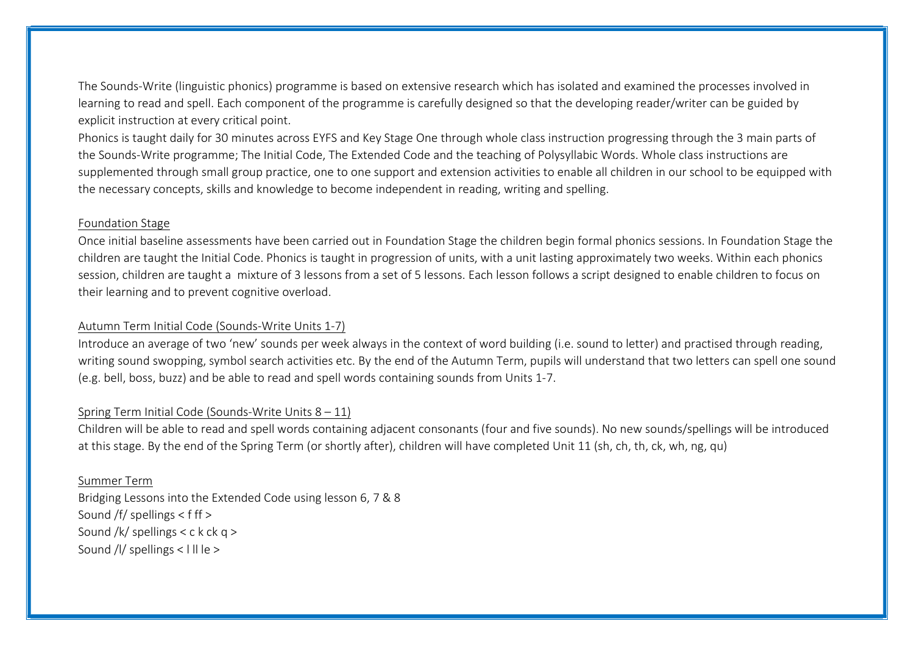The Sounds-Write (linguistic phonics) programme is based on extensive research which has isolated and examined the processes involved in learning to read and spell. Each component of the programme is carefully designed so that the developing reader/writer can be guided by explicit instruction at every critical point.

Phonics is taught daily for 30 minutes across EYFS and Key Stage One through whole class instruction progressing through the 3 main parts of the Sounds-Write programme; The Initial Code, The Extended Code and the teaching of Polysyllabic Words. Whole class instructions are supplemented through small group practice, one to one support and extension activities to enable all children in our school to be equipped with the necessary concepts, skills and knowledge to become independent in reading, writing and spelling.

<u>Foundation Stage</u>

Once initial baseline assessments have been carried out in Foundation Stage the children begin formal phonics sessions. In Foundation Stage the children are taught the Initial Code. Phonics is taught in progression of units, with a unit lasting approximately two weeks. Within each phonics session, children are taught a mixture of 3 lessons from a set of 5 lessons. Each lesson follows a script designed to enable children to focus on their learning and to prevent cognitive overload.

<u>Autumn Term Initial Code (Sounds-Write Units 1-7)</u>

Introduce an average of two 'new' sounds per week always in the context of word building (i.e. sound to letter) and practised through reading, writing sound swopping, symbol search activities etc. By the end of the Autumn Term, pupils will understand that two letters can spell one sound (e.g. bell, boss, buzz) and be able to read and spell words containing sounds from Units 1-7.

<u>Spring Term Initial Code (Sounds-Write Units 8 – 11)</u>

Children will be able to read and spell words containing adjacent consonants (four and five sounds). No new sounds/spellings will be introduced at this stage. By the end of the Spring Term (or shortly after), children will have completed Unit 11 (sh, ch, th, ck, wh, ng, qu)

<u>Summer Term</u>

Bridging Lessons into the Extended Code using lesson 6, 7 & 8

Sound /f/ spellings < f ff >

Sound /k/ spellings < c k ck q >

Sound /l/ spellings < l ll le >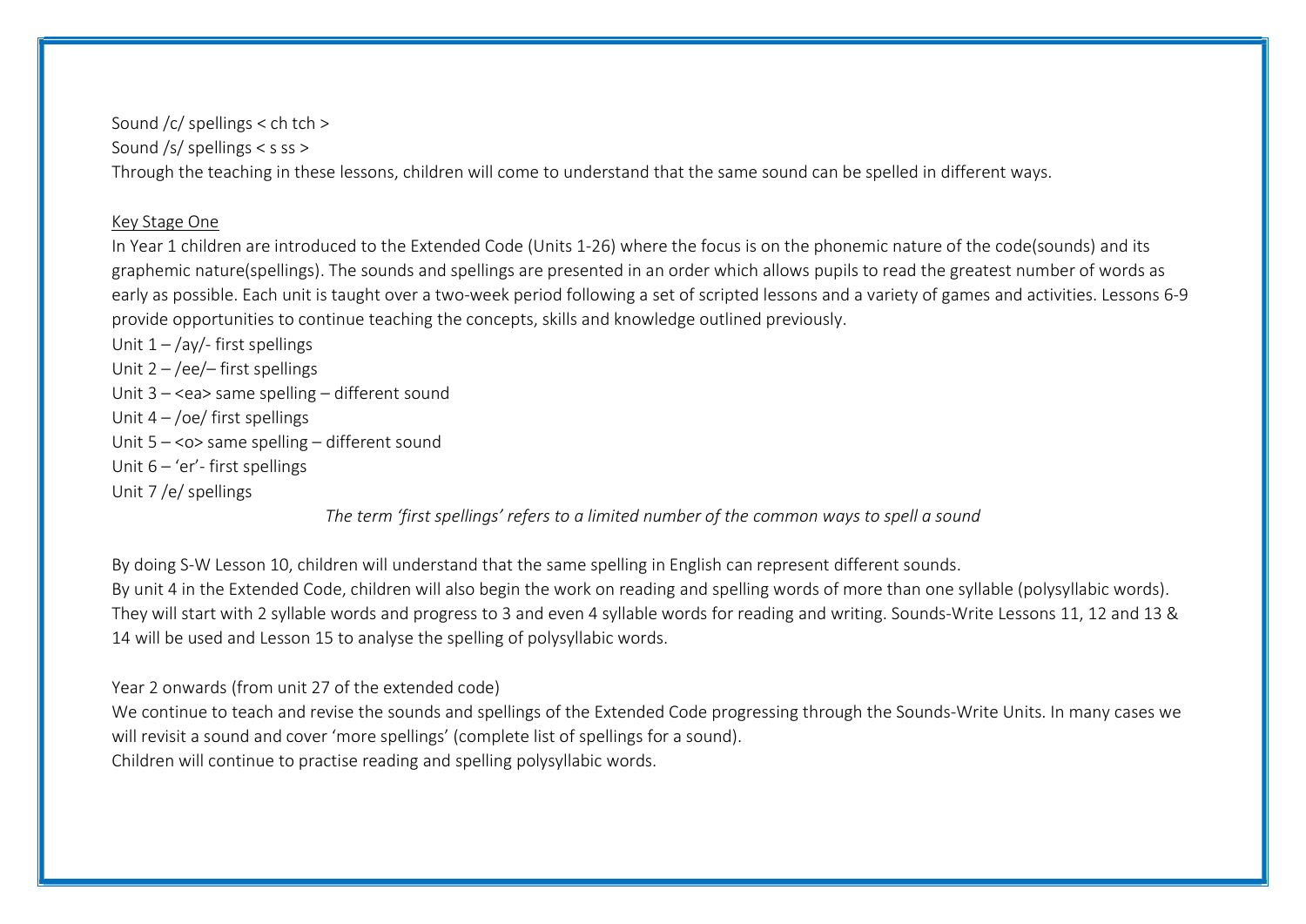Sound /c/ spellings < ch tch >

Sound /s/ spellings < s ss >

Through the teaching in these lessons, children will come to understand that the same sound can be spelled in different ways.

<u>Key Stage One</u>

In Year 1 children are introduced to the Extended Code (Units 1-26) where the focus is on the phonemic nature of the code(sounds) and its graphemic nature(spellings). The sounds and spellings are presented in an order which allows pupils to read the greatest number of words as early as possible. Each unit is taught over a two-week period following a set of scripted lessons and a variety of games and activities. Lessons 6-9 provide opportunities to continue teaching the concepts, skills and knowledge outlined previously.

Unit 1 – /ay/- first spellings

Unit 2 – /ee/– first spellings

Unit 3 – <ea> same spelling – different sound

Unit 4 – /oe/ first spellings

Unit 5 – <o> same spelling – different sound

Unit 6 – 'er'- first spellings

Unit 7 /e/ spellings

*The term 'first spellings' refers to a limited number of the common ways to spell a sound*

By doing S-W Lesson 10, children will understand that the same spelling in English can represent different sounds.

By unit 4 in the Extended Code, children will also begin the work on reading and spelling words of more than one syllable (polysyllabic words). They will start with 2 syllable words and progress to 3 and even 4 syllable words for reading and writing. Sounds-Write Lessons 11, 12 and 13 & 14 will be used and Lesson 15 to analyse the spelling of polysyllabic words.

Year 2 onwards (from unit 27 of the extended code)

We continue to teach and revise the sounds and spellings of the Extended Code progressing through the Sounds-Write Units. In many cases we will revisit a sound and cover 'more spellings' (complete list of spellings for a sound).

Children will continue to practise reading and spelling polysyllabic words.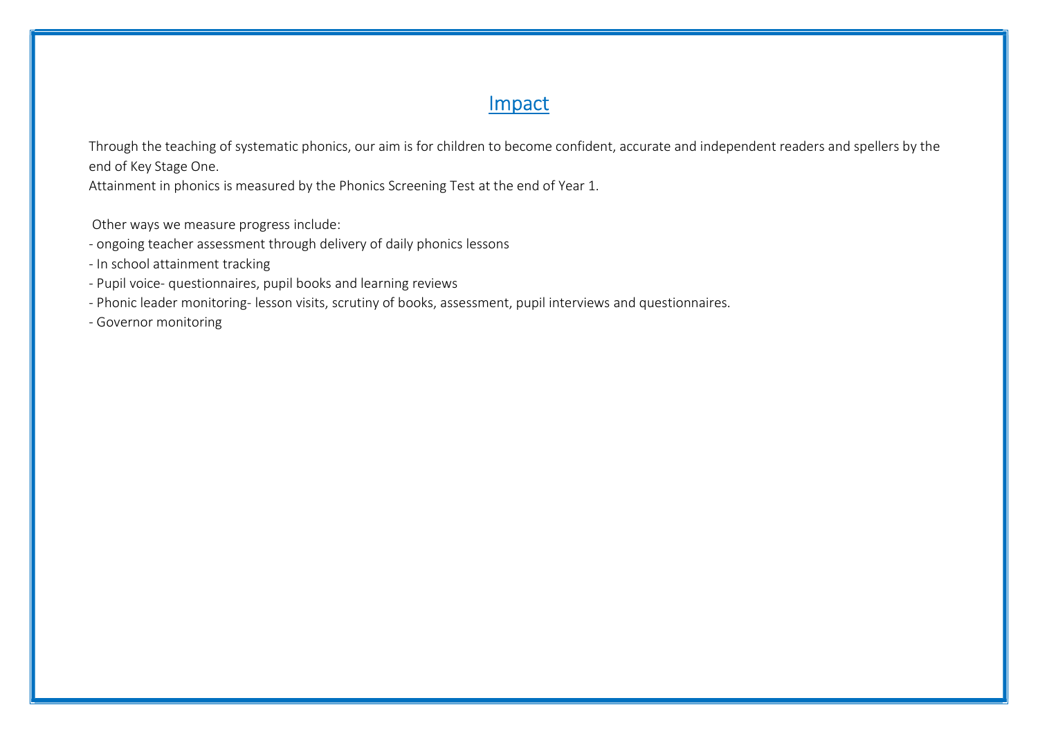## Impact

Through the teaching of systematic phonics, our aim is for children to become confident, accurate and independent readers and spellers by the end of Key Stage One.
Attainment in phonics is measured by the Phonics Screening Test at the end of Year 1.

Other ways we measure progress include:

- ongoing teacher assessment through delivery of daily phonics lessons
- In school attainment tracking
- Pupil voice- questionnaires, pupil books and learning reviews
- Phonic leader monitoring- lesson visits, scrutiny of books, assessment, pupil interviews and questionnaires.
- Governor monitoring